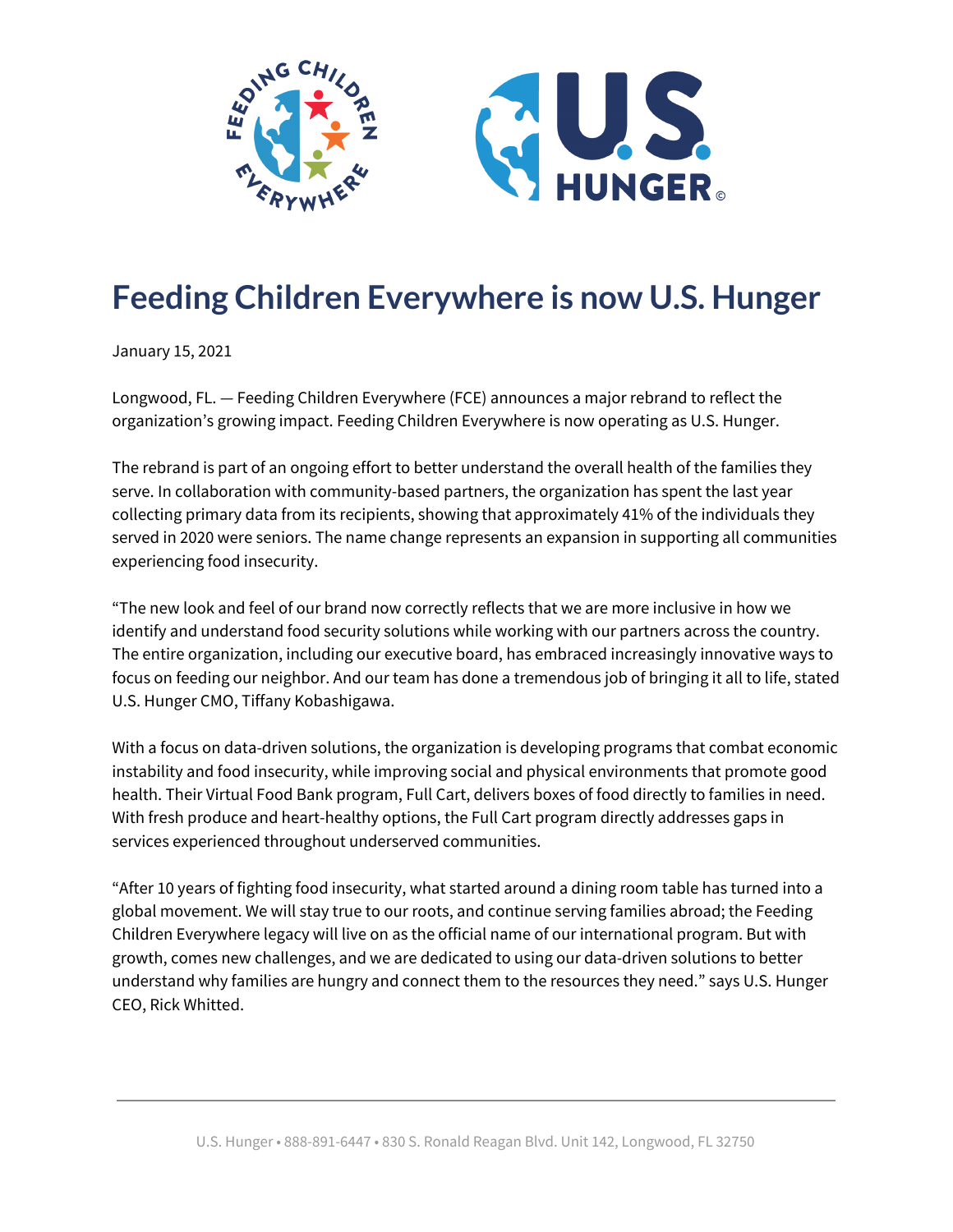# Feeding Children Everywhere is now U.S. Hunger

January 15, 2021

Longwood, FL. — Feeding Children Everywhere (FCE) announces a major rebrand to reflect the organization's growing impact. Feeding Children Everywhere is now operating as U.S. Hunger.

The rebrand is part of an ongoing effort to better understand the overall health of the families they serve. In collaboration with community-based partners, the organization has spent the last year collecting primary data from its recipients, showing that approximately 41% of the individuals they served in 2020 were seniors. The name change represents an expansion in supporting all communities experiencing food insecurity.

"The new look and feel of our brand now correctly reflects that we are more inclusive in how we identify and understand food security solutions while working with our partners across the country. The entire organization, including our executive board, has embraced increasingly innovative ways to focus on feeding our neighbor. And our team has done a tremendous job of bringing it all to life, stated U.S. Hunger CMO, Tiffany Kobashigawa.

With a focus on data-driven solutions, the organization is developing programs that combat economic instability and food insecurity, while improving social and physical environments that promote good health. Their Virtual Food Bank program, Full Cart, delivers boxes of food directly to families in need. With fresh produce and heart-healthy options, the Full Cart program directly addresses gaps in services experienced throughout underserved communities.

"After 10 years of fighting food insecurity, what started around a dining room table has turned into a global movement. We will stay true to our roots, and continue serving families abroad; the Feeding Children Everywhere legacy will live on as the official name of our international program. But with growth, comes new challenges, and we are dedicated to using our data-driven solutions to better understand why families are hungry and connect them to the resources they need." says U.S. Hunger CEO, Rick Whitted.

U.S. Hunger • 888-891-6447 • 830 S. Ronald Reagan Blvd. Unit 142, Longwood, FL 32750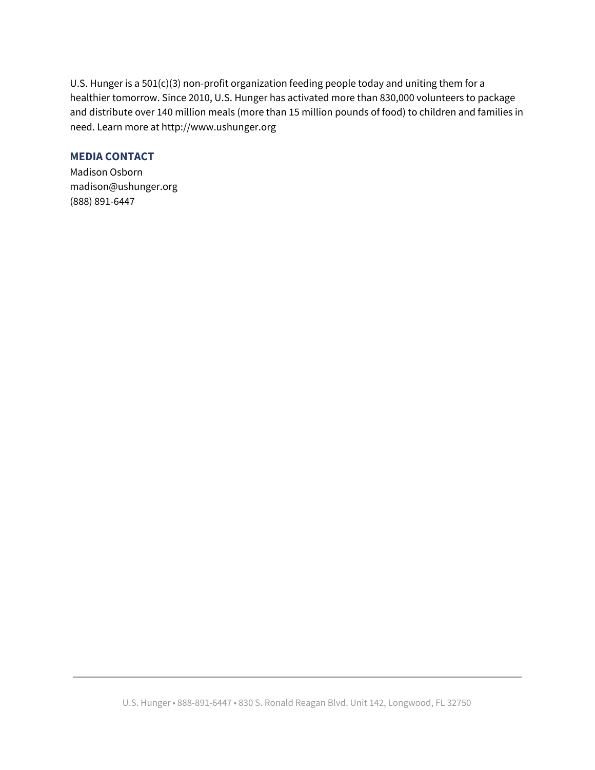U.S. Hunger is a 501(c)(3) non-profit organization feeding people today and uniting them for a healthier tomorrow. Since 2010, U.S. Hunger has activated more than 830,000 volunteers to package and distribute over 140 million meals (more than 15 million pounds of food) to children and families in need. Learn more at http://www.ushunger.org

**MEDIA CONTACT**

Madison Osborn
madison@ushunger.org
(888) 891-6447